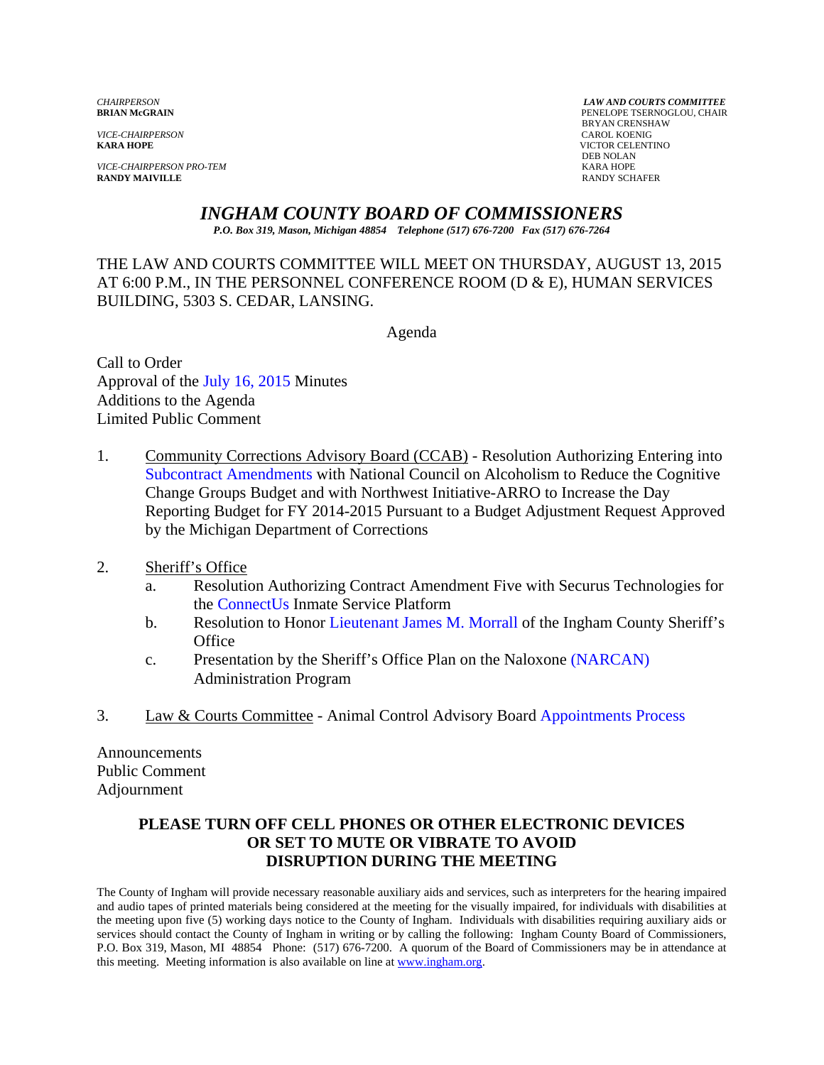*CHAIRPERSON*
**BRIAN McGRAIN**

*VICE-CHAIRPERSON*
**KARA HOPE**

*VICE-CHAIRPERSON PRO-TEM*
**RANDY MAIVILLE**

***LAW AND COURTS COMMITTEE***
PENELOPE TSERNOGLOU, CHAIR
BRYAN CRENSHAW
CAROL KOENIG
VICTOR CELENTINO
DEB NOLAN
KARA HOPE
RANDY SCHAFER

# *INGHAM COUNTY BOARD OF COMMISSIONERS*

***P.O. Box 319, Mason, Michigan 48854 Telephone (517) 676-7200 Fax (517) 676-7264***

THE LAW AND COURTS COMMITTEE WILL MEET ON THURSDAY, AUGUST 13, 2015 AT 6:00 P.M., IN THE PERSONNEL CONFERENCE ROOM (D & E), HUMAN SERVICES BUILDING, 5303 S. CEDAR, LANSING.

Agenda

Call to Order
Approval of the July 16, 2015 Minutes
Additions to the Agenda
Limited Public Comment

1. Community Corrections Advisory Board (CCAB) - Resolution Authorizing Entering into Subcontract Amendments with National Council on Alcoholism to Reduce the Cognitive Change Groups Budget and with Northwest Initiative-ARRO to Increase the Day Reporting Budget for FY 2014-2015 Pursuant to a Budget Adjustment Request Approved by the Michigan Department of Corrections

2. Sheriff's Office
   a. Resolution Authorizing Contract Amendment Five with Securus Technologies for the ConnectUs Inmate Service Platform
   b. Resolution to Honor Lieutenant James M. Morrall of the Ingham County Sheriff's Office
   c. Presentation by the Sheriff's Office Plan on the Naloxone (NARCAN) Administration Program

3. Law & Courts Committee - Animal Control Advisory Board Appointments Process

Announcements
Public Comment
Adjournment

**PLEASE TURN OFF CELL PHONES OR OTHER ELECTRONIC DEVICES OR SET TO MUTE OR VIBRATE TO AVOID DISRUPTION DURING THE MEETING**

The County of Ingham will provide necessary reasonable auxiliary aids and services, such as interpreters for the hearing impaired and audio tapes of printed materials being considered at the meeting for the visually impaired, for individuals with disabilities at the meeting upon five (5) working days notice to the County of Ingham. Individuals with disabilities requiring auxiliary aids or services should contact the County of Ingham in writing or by calling the following: Ingham County Board of Commissioners, P.O. Box 319, Mason, MI 48854 Phone: (517) 676-7200. A quorum of the Board of Commissioners may be in attendance at this meeting. Meeting information is also available on line at www.ingham.org.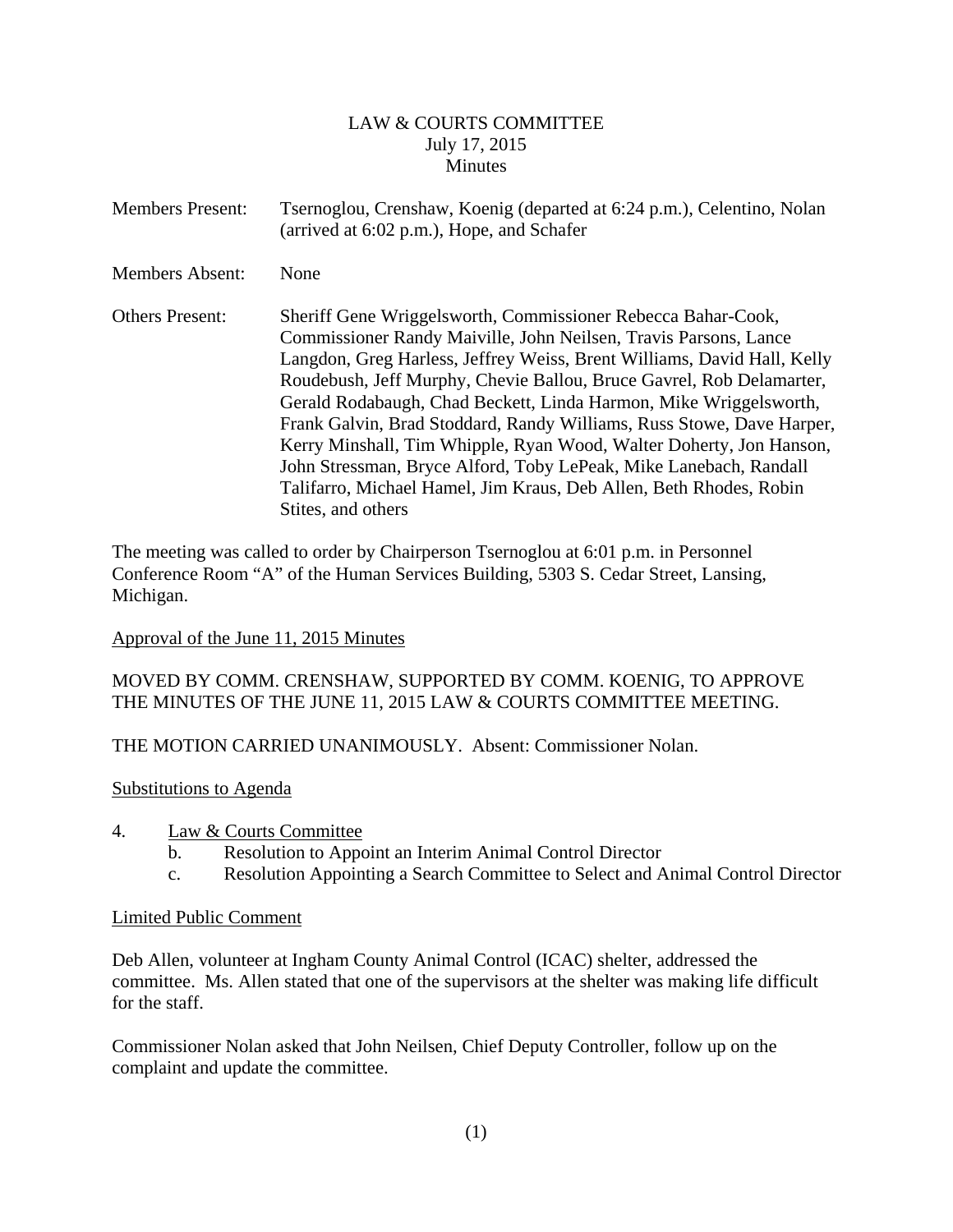# LAW & COURTS COMMITTEE
July 17, 2015
Minutes

| | |
|---|---|
| Members Present: | Tsernoglou, Crenshaw, Koenig (departed at 6:24 p.m.), Celentino, Nolan (arrived at 6:02 p.m.), Hope, and Schafer |
| Members Absent: | None |
| Others Present: | Sheriff Gene Wriggelsworth, Commissioner Rebecca Bahar-Cook, Commissioner Randy Maiville, John Neilsen, Travis Parsons, Lance Langdon, Greg Harless, Jeffrey Weiss, Brent Williams, David Hall, Kelly Roudebush, Jeff Murphy, Chevie Ballou, Bruce Gavrel, Rob Delamarter, Gerald Rodabaugh, Chad Beckett, Linda Harmon, Mike Wriggelsworth, Frank Galvin, Brad Stoddard, Randy Williams, Russ Stowe, Dave Harper, Kerry Minshall, Tim Whipple, Ryan Wood, Walter Doherty, Jon Hanson, John Stressman, Bryce Alford, Toby LePeak, Mike Lanebach, Randall Talifarro, Michael Hamel, Jim Kraus, Deb Allen, Beth Rhodes, Robin Stites, and others |

The meeting was called to order by Chairperson Tsernoglou at 6:01 p.m. in Personnel Conference Room "A" of the Human Services Building, 5303 S. Cedar Street, Lansing, Michigan.

Approval of the June 11, 2015 Minutes

MOVED BY COMM. CRENSHAW, SUPPORTED BY COMM. KOENIG, TO APPROVE THE MINUTES OF THE JUNE 11, 2015 LAW & COURTS COMMITTEE MEETING.

THE MOTION CARRIED UNANIMOUSLY. Absent: Commissioner Nolan.

Substitutions to Agenda

4. Law & Courts Committee
   b. Resolution to Appoint an Interim Animal Control Director
   c. Resolution Appointing a Search Committee to Select and Animal Control Director

Limited Public Comment

Deb Allen, volunteer at Ingham County Animal Control (ICAC) shelter, addressed the committee. Ms. Allen stated that one of the supervisors at the shelter was making life difficult for the staff.

Commissioner Nolan asked that John Neilsen, Chief Deputy Controller, follow up on the complaint and update the committee.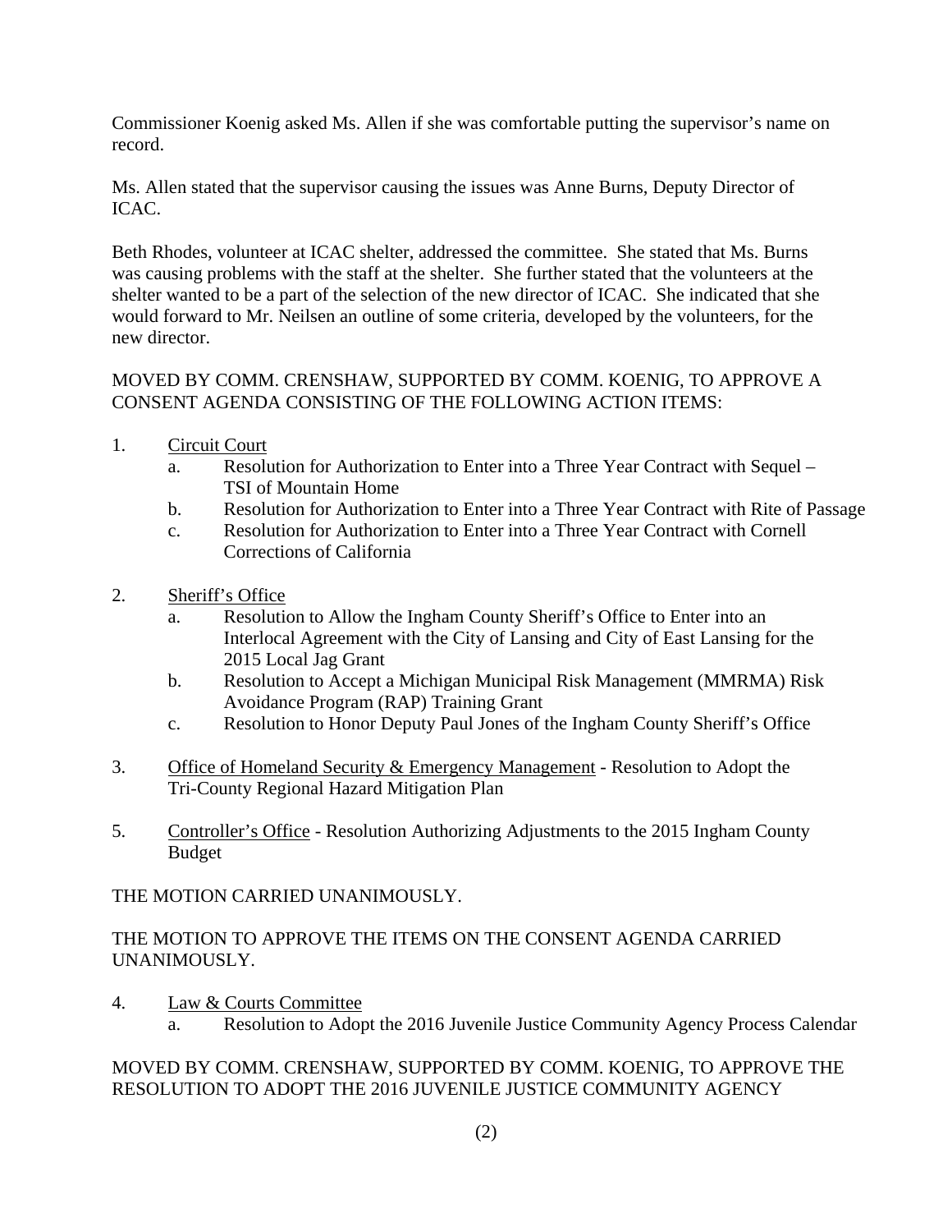Commissioner Koenig asked Ms. Allen if she was comfortable putting the supervisor's name on record.

Ms. Allen stated that the supervisor causing the issues was Anne Burns, Deputy Director of ICAC.

Beth Rhodes, volunteer at ICAC shelter, addressed the committee. She stated that Ms. Burns was causing problems with the staff at the shelter. She further stated that the volunteers at the shelter wanted to be a part of the selection of the new director of ICAC. She indicated that she would forward to Mr. Neilsen an outline of some criteria, developed by the volunteers, for the new director.

MOVED BY COMM. CRENSHAW, SUPPORTED BY COMM. KOENIG, TO APPROVE A CONSENT AGENDA CONSISTING OF THE FOLLOWING ACTION ITEMS:

1. Circuit Court
   a. Resolution for Authorization to Enter into a Three Year Contract with Sequel – TSI of Mountain Home
   b. Resolution for Authorization to Enter into a Three Year Contract with Rite of Passage
   c. Resolution for Authorization to Enter into a Three Year Contract with Cornell Corrections of California

2. Sheriff's Office
   a. Resolution to Allow the Ingham County Sheriff's Office to Enter into an Interlocal Agreement with the City of Lansing and City of East Lansing for the 2015 Local Jag Grant
   b. Resolution to Accept a Michigan Municipal Risk Management (MMRMA) Risk Avoidance Program (RAP) Training Grant
   c. Resolution to Honor Deputy Paul Jones of the Ingham County Sheriff's Office

3. Office of Homeland Security & Emergency Management - Resolution to Adopt the Tri-County Regional Hazard Mitigation Plan

5. Controller's Office - Resolution Authorizing Adjustments to the 2015 Ingham County Budget

THE MOTION CARRIED UNANIMOUSLY.

THE MOTION TO APPROVE THE ITEMS ON THE CONSENT AGENDA CARRIED UNANIMOUSLY.

4. Law & Courts Committee
   a. Resolution to Adopt the 2016 Juvenile Justice Community Agency Process Calendar

MOVED BY COMM. CRENSHAW, SUPPORTED BY COMM. KOENIG, TO APPROVE THE RESOLUTION TO ADOPT THE 2016 JUVENILE JUSTICE COMMUNITY AGENCY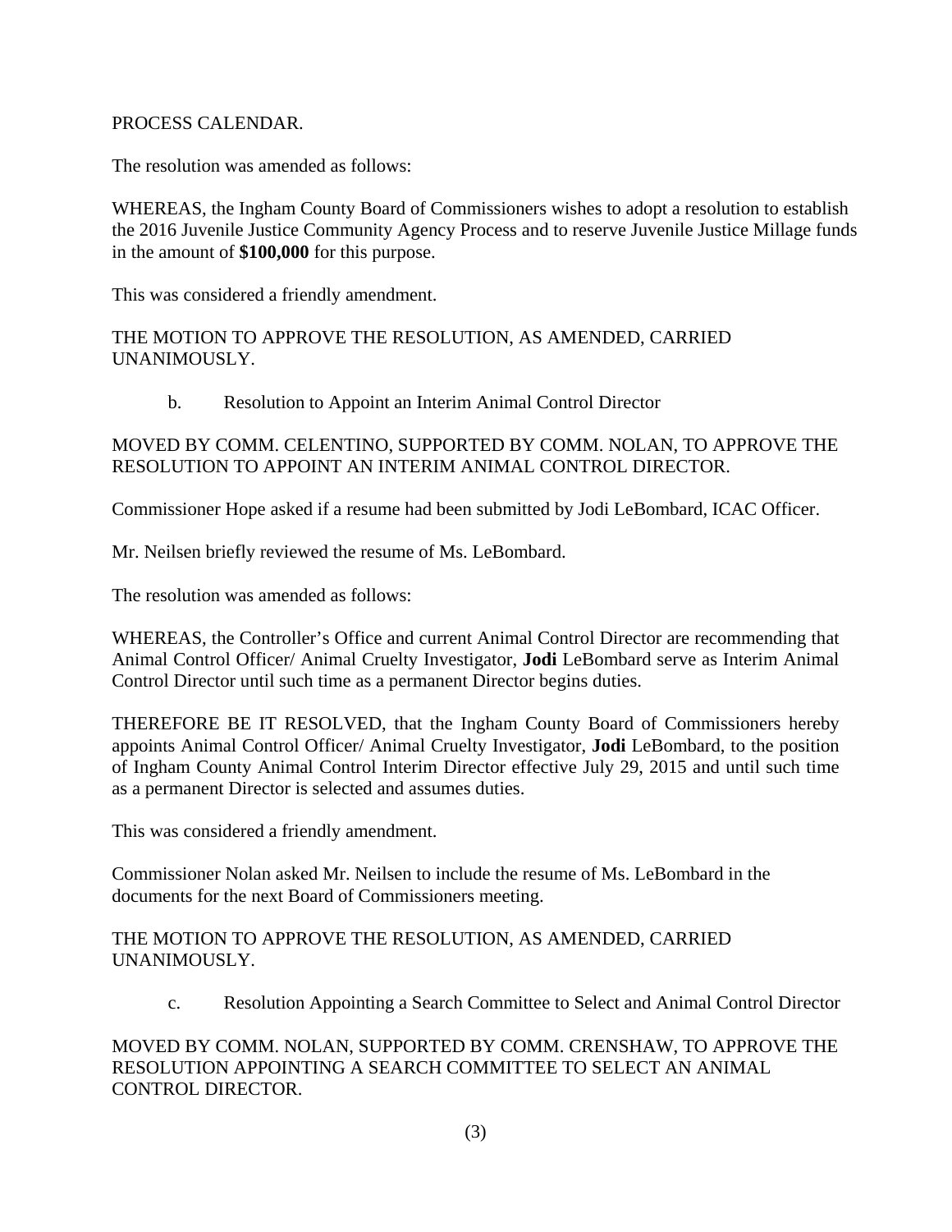PROCESS CALENDAR.

The resolution was amended as follows:

WHEREAS, the Ingham County Board of Commissioners wishes to adopt a resolution to establish the 2016 Juvenile Justice Community Agency Process and to reserve Juvenile Justice Millage funds in the amount of **$100,000** for this purpose.

This was considered a friendly amendment.

THE MOTION TO APPROVE THE RESOLUTION, AS AMENDED, CARRIED UNANIMOUSLY.

b. Resolution to Appoint an Interim Animal Control Director

MOVED BY COMM. CELENTINO, SUPPORTED BY COMM. NOLAN, TO APPROVE THE RESOLUTION TO APPOINT AN INTERIM ANIMAL CONTROL DIRECTOR.

Commissioner Hope asked if a resume had been submitted by Jodi LeBombard, ICAC Officer.

Mr. Neilsen briefly reviewed the resume of Ms. LeBombard.

The resolution was amended as follows:

WHEREAS, the Controller's Office and current Animal Control Director are recommending that Animal Control Officer/ Animal Cruelty Investigator, **Jodi** LeBombard serve as Interim Animal Control Director until such time as a permanent Director begins duties.

THEREFORE BE IT RESOLVED, that the Ingham County Board of Commissioners hereby appoints Animal Control Officer/ Animal Cruelty Investigator, **Jodi** LeBombard, to the position of Ingham County Animal Control Interim Director effective July 29, 2015 and until such time as a permanent Director is selected and assumes duties.

This was considered a friendly amendment.

Commissioner Nolan asked Mr. Neilsen to include the resume of Ms. LeBombard in the documents for the next Board of Commissioners meeting.

THE MOTION TO APPROVE THE RESOLUTION, AS AMENDED, CARRIED UNANIMOUSLY.

c. Resolution Appointing a Search Committee to Select and Animal Control Director

MOVED BY COMM. NOLAN, SUPPORTED BY COMM. CRENSHAW, TO APPROVE THE RESOLUTION APPOINTING A SEARCH COMMITTEE TO SELECT AN ANIMAL CONTROL DIRECTOR.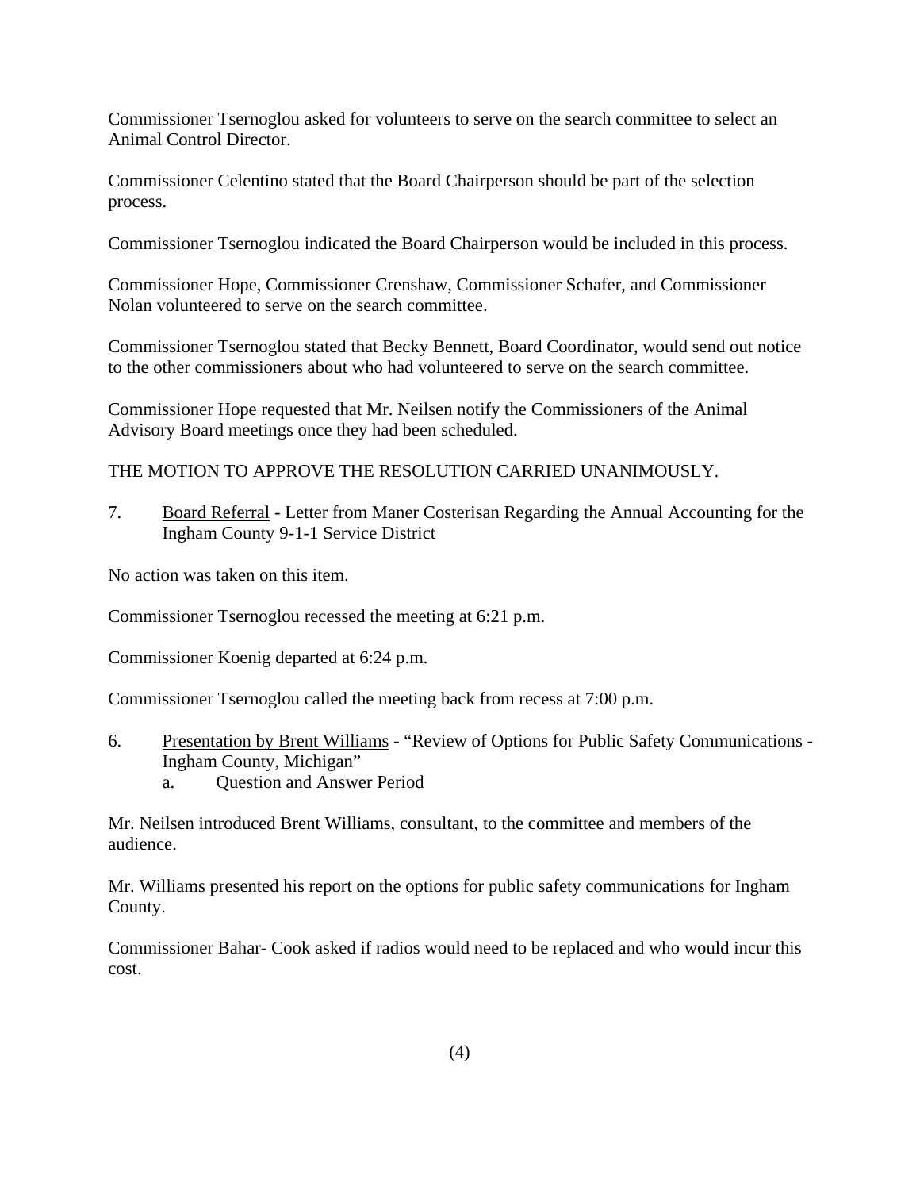Commissioner Tsernoglou asked for volunteers to serve on the search committee to select an Animal Control Director.

Commissioner Celentino stated that the Board Chairperson should be part of the selection process.

Commissioner Tsernoglou indicated the Board Chairperson would be included in this process.

Commissioner Hope, Commissioner Crenshaw, Commissioner Schafer, and Commissioner Nolan volunteered to serve on the search committee.

Commissioner Tsernoglou stated that Becky Bennett, Board Coordinator, would send out notice to the other commissioners about who had volunteered to serve on the search committee.

Commissioner Hope requested that Mr. Neilsen notify the Commissioners of the Animal Advisory Board meetings once they had been scheduled.

THE MOTION TO APPROVE THE RESOLUTION CARRIED UNANIMOUSLY.

7. Board Referral - Letter from Maner Costerisan Regarding the Annual Accounting for the Ingham County 9-1-1 Service District

No action was taken on this item.

Commissioner Tsernoglou recessed the meeting at 6:21 p.m.

Commissioner Koenig departed at 6:24 p.m.

Commissioner Tsernoglou called the meeting back from recess at 7:00 p.m.

6. Presentation by Brent Williams - "Review of Options for Public Safety Communications - Ingham County, Michigan"
   a. Question and Answer Period

Mr. Neilsen introduced Brent Williams, consultant, to the committee and members of the audience.

Mr. Williams presented his report on the options for public safety communications for Ingham County.

Commissioner Bahar- Cook asked if radios would need to be replaced and who would incur this cost.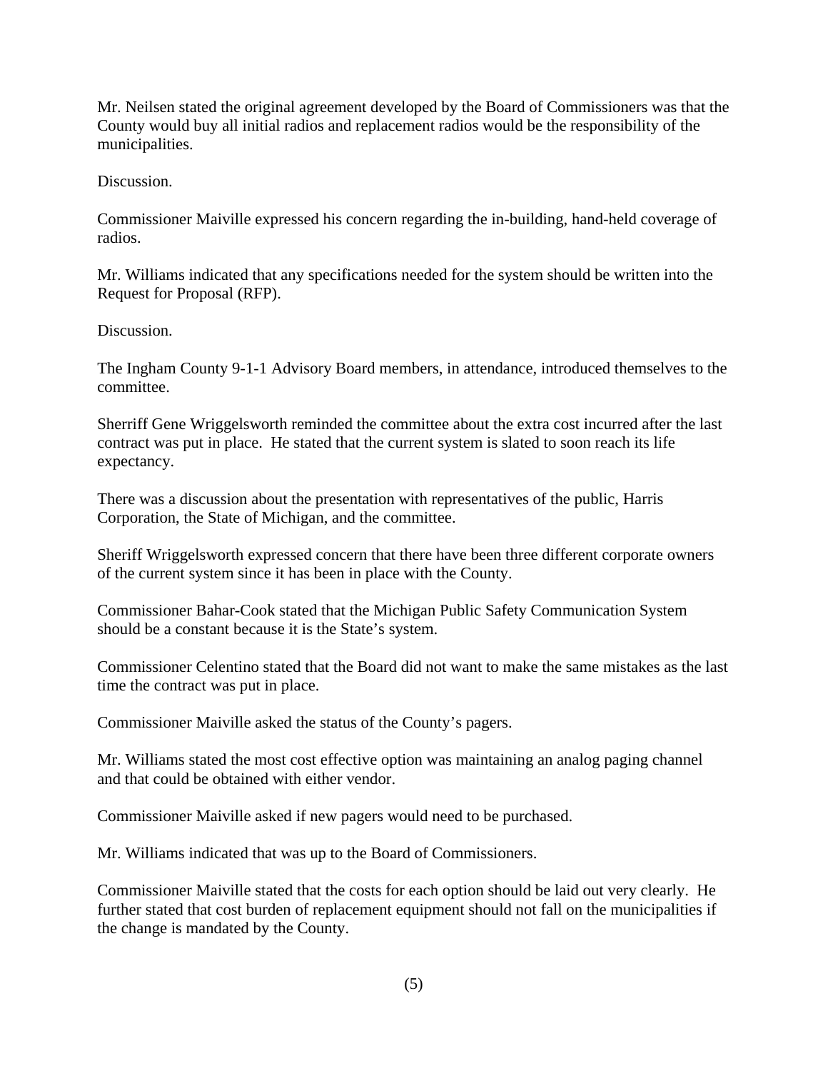Mr. Neilsen stated the original agreement developed by the Board of Commissioners was that the County would buy all initial radios and replacement radios would be the responsibility of the municipalities.

Discussion.

Commissioner Maiville expressed his concern regarding the in-building, hand-held coverage of radios.

Mr. Williams indicated that any specifications needed for the system should be written into the Request for Proposal (RFP).

Discussion.

The Ingham County 9-1-1 Advisory Board members, in attendance, introduced themselves to the committee.

Sherriff Gene Wriggelsworth reminded the committee about the extra cost incurred after the last contract was put in place. He stated that the current system is slated to soon reach its life expectancy.

There was a discussion about the presentation with representatives of the public, Harris Corporation, the State of Michigan, and the committee.

Sheriff Wriggelsworth expressed concern that there have been three different corporate owners of the current system since it has been in place with the County.

Commissioner Bahar-Cook stated that the Michigan Public Safety Communication System should be a constant because it is the State's system.

Commissioner Celentino stated that the Board did not want to make the same mistakes as the last time the contract was put in place.

Commissioner Maiville asked the status of the County's pagers.

Mr. Williams stated the most cost effective option was maintaining an analog paging channel and that could be obtained with either vendor.

Commissioner Maiville asked if new pagers would need to be purchased.

Mr. Williams indicated that was up to the Board of Commissioners.

Commissioner Maiville stated that the costs for each option should be laid out very clearly. He further stated that cost burden of replacement equipment should not fall on the municipalities if the change is mandated by the County.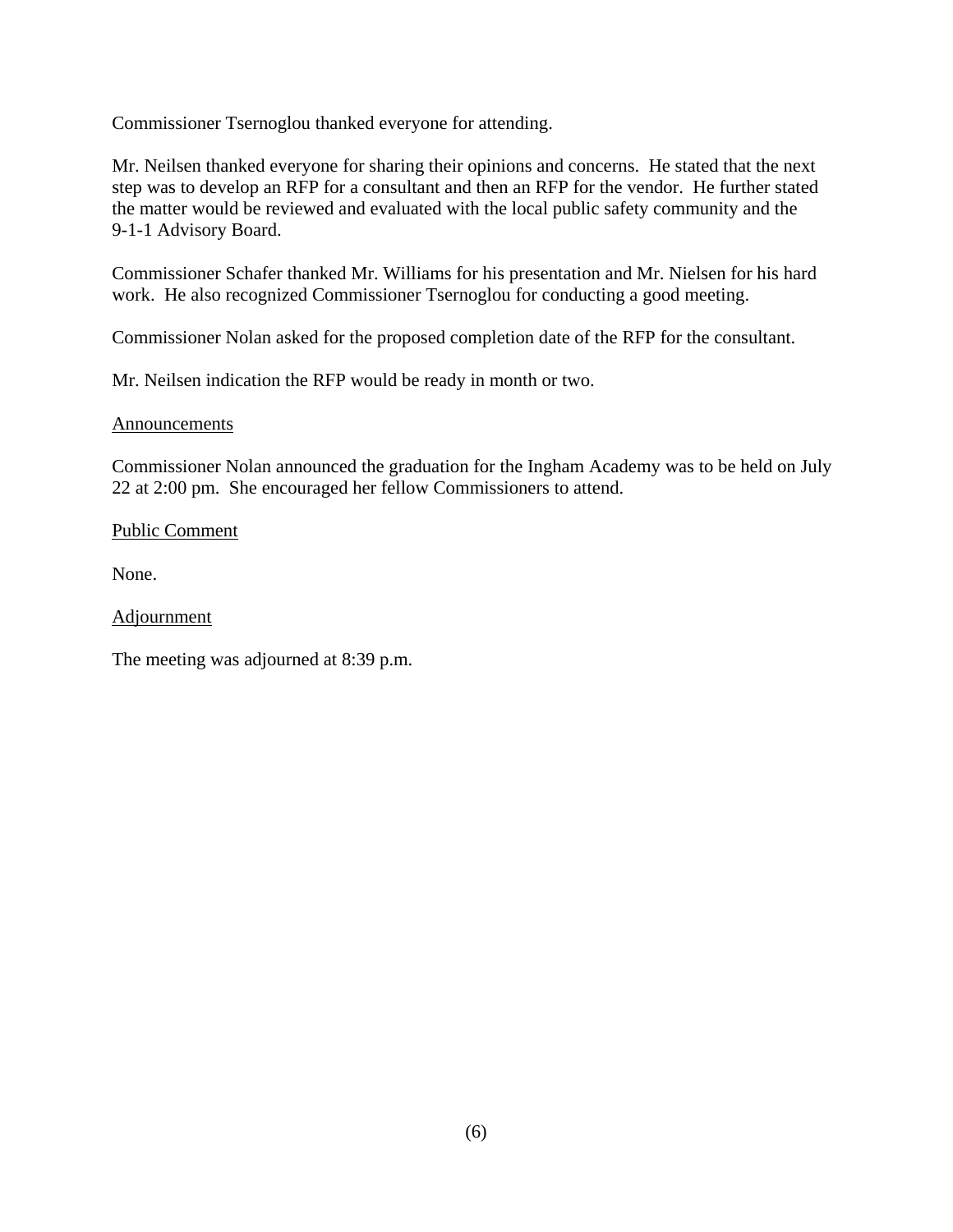Commissioner Tsernoglou thanked everyone for attending.

Mr. Neilsen thanked everyone for sharing their opinions and concerns. He stated that the next step was to develop an RFP for a consultant and then an RFP for the vendor. He further stated the matter would be reviewed and evaluated with the local public safety community and the 9-1-1 Advisory Board.

Commissioner Schafer thanked Mr. Williams for his presentation and Mr. Nielsen for his hard work. He also recognized Commissioner Tsernoglou for conducting a good meeting.

Commissioner Nolan asked for the proposed completion date of the RFP for the consultant.

Mr. Neilsen indication the RFP would be ready in month or two.

<u>Announcements</u>

Commissioner Nolan announced the graduation for the Ingham Academy was to be held on July 22 at 2:00 pm. She encouraged her fellow Commissioners to attend.

<u>Public Comment</u>

None.

<u>Adjournment</u>

The meeting was adjourned at 8:39 p.m.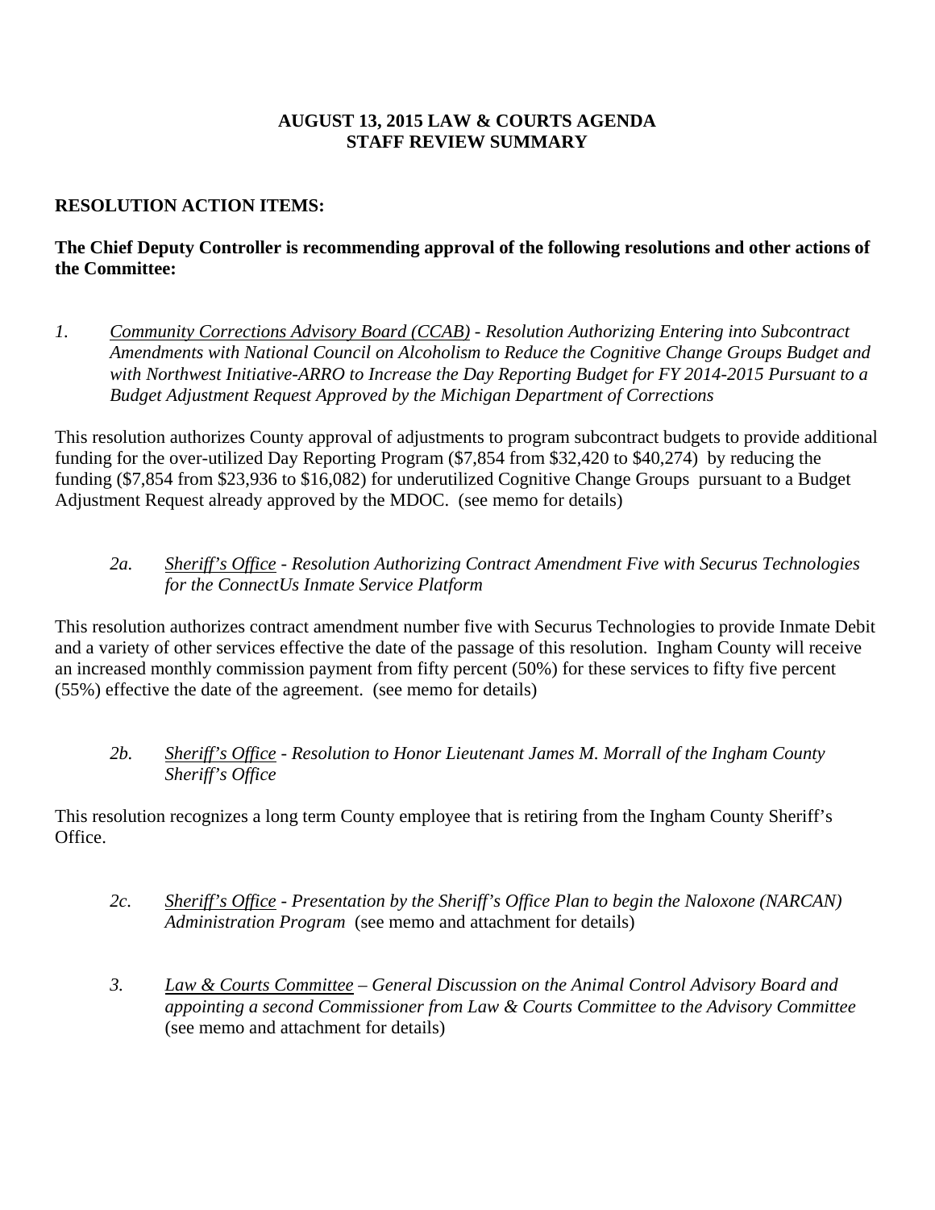**AUGUST 13, 2015 LAW & COURTS AGENDA**
**STAFF REVIEW SUMMARY**

**RESOLUTION ACTION ITEMS:**

**The Chief Deputy Controller is recommending approval of the following resolutions and other actions of the Committee:**

1. *Community Corrections Advisory Board (CCAB) - Resolution Authorizing Entering into Subcontract Amendments with National Council on Alcoholism to Reduce the Cognitive Change Groups Budget and with Northwest Initiative-ARRO to Increase the Day Reporting Budget for FY 2014-2015 Pursuant to a Budget Adjustment Request Approved by the Michigan Department of Corrections*

This resolution authorizes County approval of adjustments to program subcontract budgets to provide additional funding for the over-utilized Day Reporting Program ($7,854 from $32,420 to $40,274) by reducing the funding ($7,854 from $23,936 to $16,082) for underutilized Cognitive Change Groups pursuant to a Budget Adjustment Request already approved by the MDOC. (see memo for details)

2a. *Sheriff's Office - Resolution Authorizing Contract Amendment Five with Securus Technologies for the ConnectUs Inmate Service Platform*

This resolution authorizes contract amendment number five with Securus Technologies to provide Inmate Debit and a variety of other services effective the date of the passage of this resolution. Ingham County will receive an increased monthly commission payment from fifty percent (50%) for these services to fifty five percent (55%) effective the date of the agreement. (see memo for details)

2b. *Sheriff's Office - Resolution to Honor Lieutenant James M. Morrall of the Ingham County Sheriff's Office*

This resolution recognizes a long term County employee that is retiring from the Ingham County Sheriff's Office.

2c. *Sheriff's Office - Presentation by the Sheriff's Office Plan to begin the Naloxone (NARCAN) Administration Program* (see memo and attachment for details)

3. *Law & Courts Committee – General Discussion on the Animal Control Advisory Board and appointing a second Commissioner from Law & Courts Committee to the Advisory Committee* (see memo and attachment for details)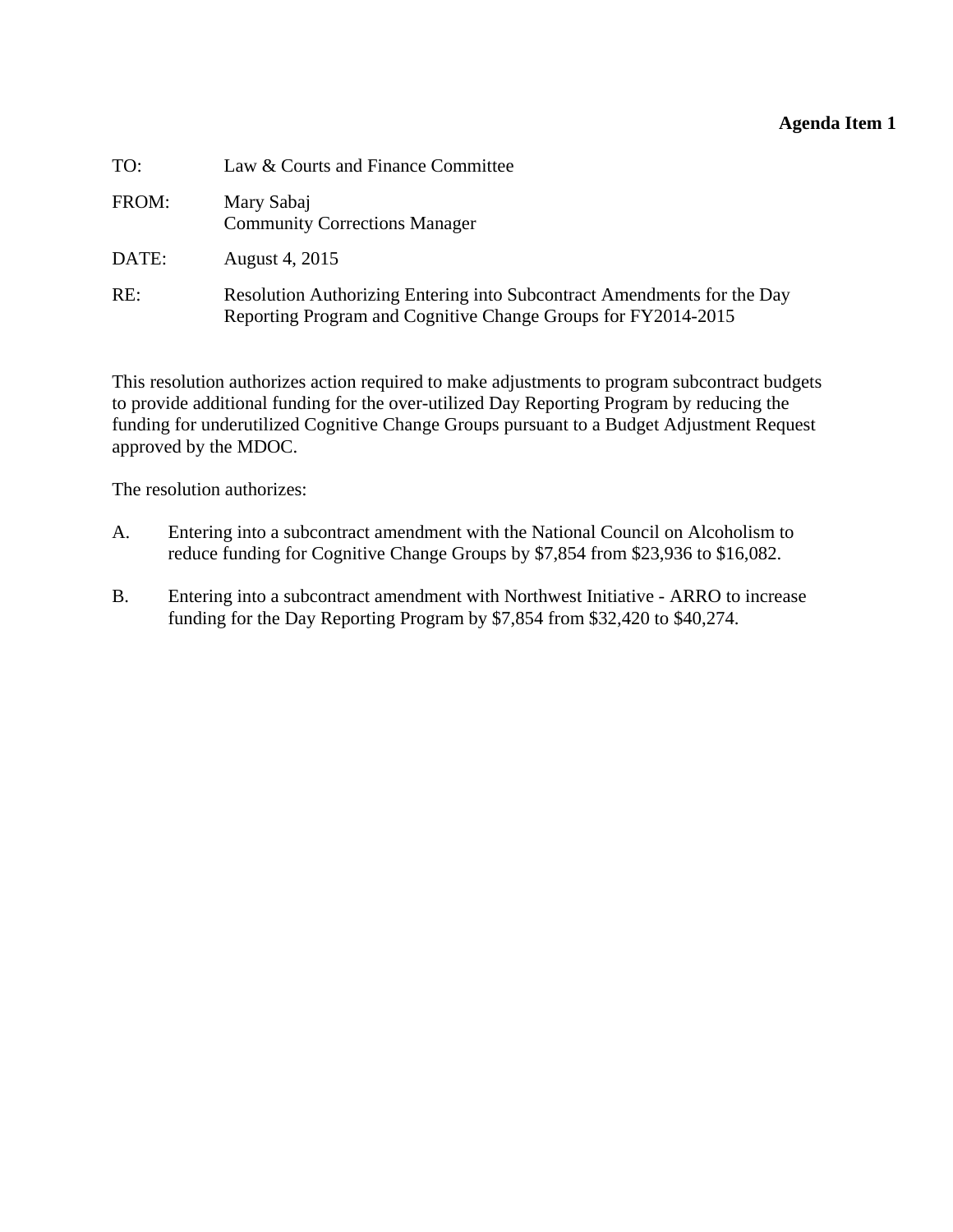**Agenda Item 1**

TO: Law & Courts and Finance Committee

FROM: Mary Sabaj
Community Corrections Manager

DATE: August 4, 2015

RE: Resolution Authorizing Entering into Subcontract Amendments for the Day Reporting Program and Cognitive Change Groups for FY2014-2015

This resolution authorizes action required to make adjustments to program subcontract budgets to provide additional funding for the over-utilized Day Reporting Program by reducing the funding for underutilized Cognitive Change Groups pursuant to a Budget Adjustment Request approved by the MDOC.

The resolution authorizes:

A. Entering into a subcontract amendment with the National Council on Alcoholism to reduce funding for Cognitive Change Groups by $7,854 from $23,936 to $16,082.

B. Entering into a subcontract amendment with Northwest Initiative - ARRO to increase funding for the Day Reporting Program by $7,854 from $32,420 to $40,274.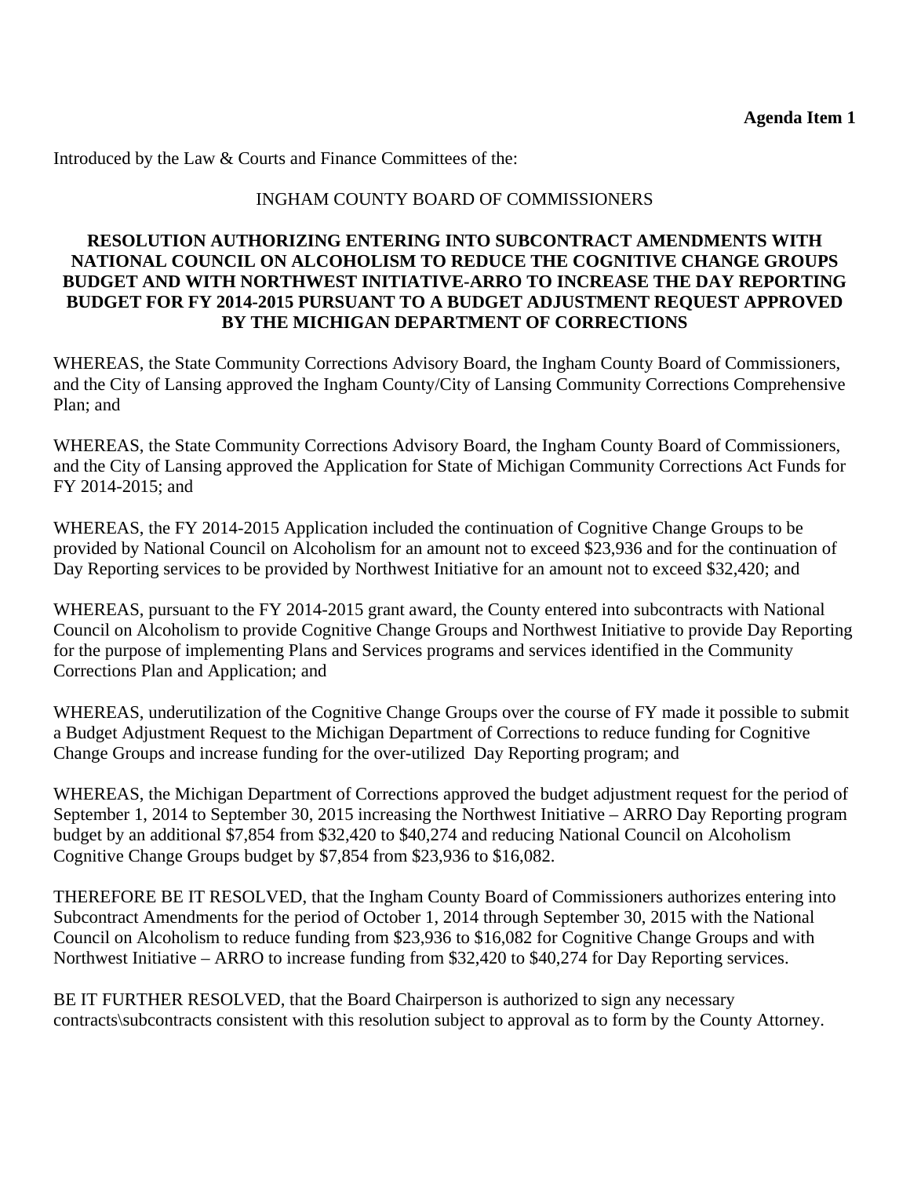**Agenda Item 1**

Introduced by the Law & Courts and Finance Committees of the:

INGHAM COUNTY BOARD OF COMMISSIONERS

**RESOLUTION AUTHORIZING ENTERING INTO SUBCONTRACT AMENDMENTS WITH NATIONAL COUNCIL ON ALCOHOLISM TO REDUCE THE COGNITIVE CHANGE GROUPS BUDGET AND WITH NORTHWEST INITIATIVE-ARRO TO INCREASE THE DAY REPORTING BUDGET FOR FY 2014-2015 PURSUANT TO A BUDGET ADJUSTMENT REQUEST APPROVED BY THE MICHIGAN DEPARTMENT OF CORRECTIONS**

WHEREAS, the State Community Corrections Advisory Board, the Ingham County Board of Commissioners, and the City of Lansing approved the Ingham County/City of Lansing Community Corrections Comprehensive Plan; and

WHEREAS, the State Community Corrections Advisory Board, the Ingham County Board of Commissioners, and the City of Lansing approved the Application for State of Michigan Community Corrections Act Funds for FY 2014-2015; and

WHEREAS, the FY 2014-2015 Application included the continuation of Cognitive Change Groups to be provided by National Council on Alcoholism for an amount not to exceed $23,936 and for the continuation of Day Reporting services to be provided by Northwest Initiative for an amount not to exceed $32,420; and

WHEREAS, pursuant to the FY 2014-2015 grant award, the County entered into subcontracts with National Council on Alcoholism to provide Cognitive Change Groups and Northwest Initiative to provide Day Reporting for the purpose of implementing Plans and Services programs and services identified in the Community Corrections Plan and Application; and

WHEREAS, underutilization of the Cognitive Change Groups over the course of FY made it possible to submit a Budget Adjustment Request to the Michigan Department of Corrections to reduce funding for Cognitive Change Groups and increase funding for the over-utilized Day Reporting program; and

WHEREAS, the Michigan Department of Corrections approved the budget adjustment request for the period of September 1, 2014 to September 30, 2015 increasing the Northwest Initiative – ARRO Day Reporting program budget by an additional $7,854 from $32,420 to $40,274 and reducing National Council on Alcoholism Cognitive Change Groups budget by $7,854 from $23,936 to $16,082.

THEREFORE BE IT RESOLVED, that the Ingham County Board of Commissioners authorizes entering into Subcontract Amendments for the period of October 1, 2014 through September 30, 2015 with the National Council on Alcoholism to reduce funding from $23,936 to $16,082 for Cognitive Change Groups and with Northwest Initiative – ARRO to increase funding from $32,420 to $40,274 for Day Reporting services.

BE IT FURTHER RESOLVED, that the Board Chairperson is authorized to sign any necessary contracts\subcontracts consistent with this resolution subject to approval as to form by the County Attorney.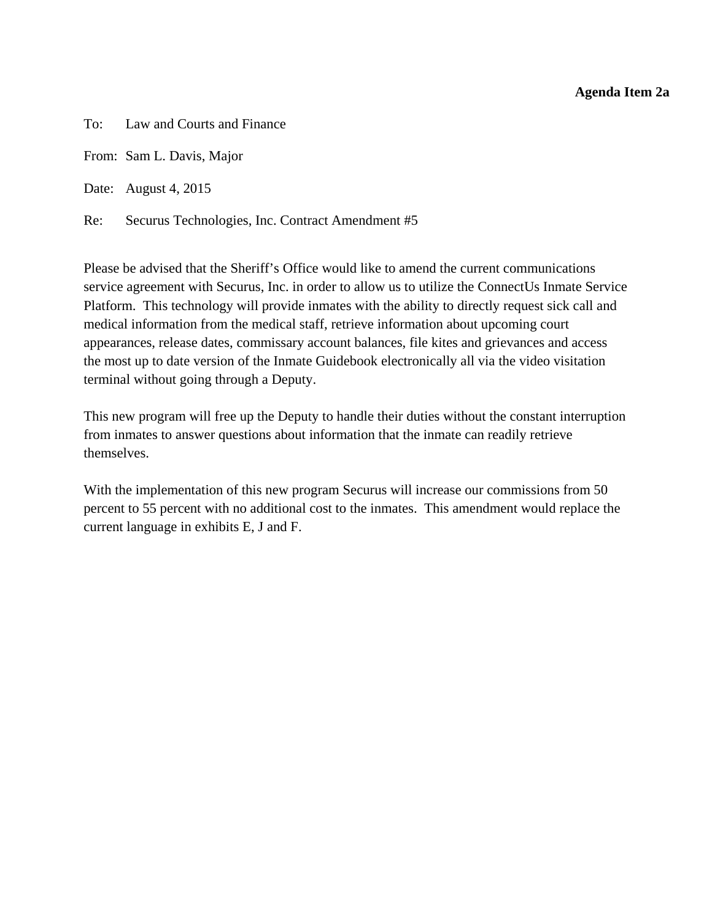**Agenda Item 2a**

To: Law and Courts and Finance

From: Sam L. Davis, Major

Date: August 4, 2015

Re: Securus Technologies, Inc. Contract Amendment #5

Please be advised that the Sheriff's Office would like to amend the current communications service agreement with Securus, Inc. in order to allow us to utilize the ConnectUs Inmate Service Platform. This technology will provide inmates with the ability to directly request sick call and medical information from the medical staff, retrieve information about upcoming court appearances, release dates, commissary account balances, file kites and grievances and access the most up to date version of the Inmate Guidebook electronically all via the video visitation terminal without going through a Deputy.

This new program will free up the Deputy to handle their duties without the constant interruption from inmates to answer questions about information that the inmate can readily retrieve themselves.

With the implementation of this new program Securus will increase our commissions from 50 percent to 55 percent with no additional cost to the inmates. This amendment would replace the current language in exhibits E, J and F.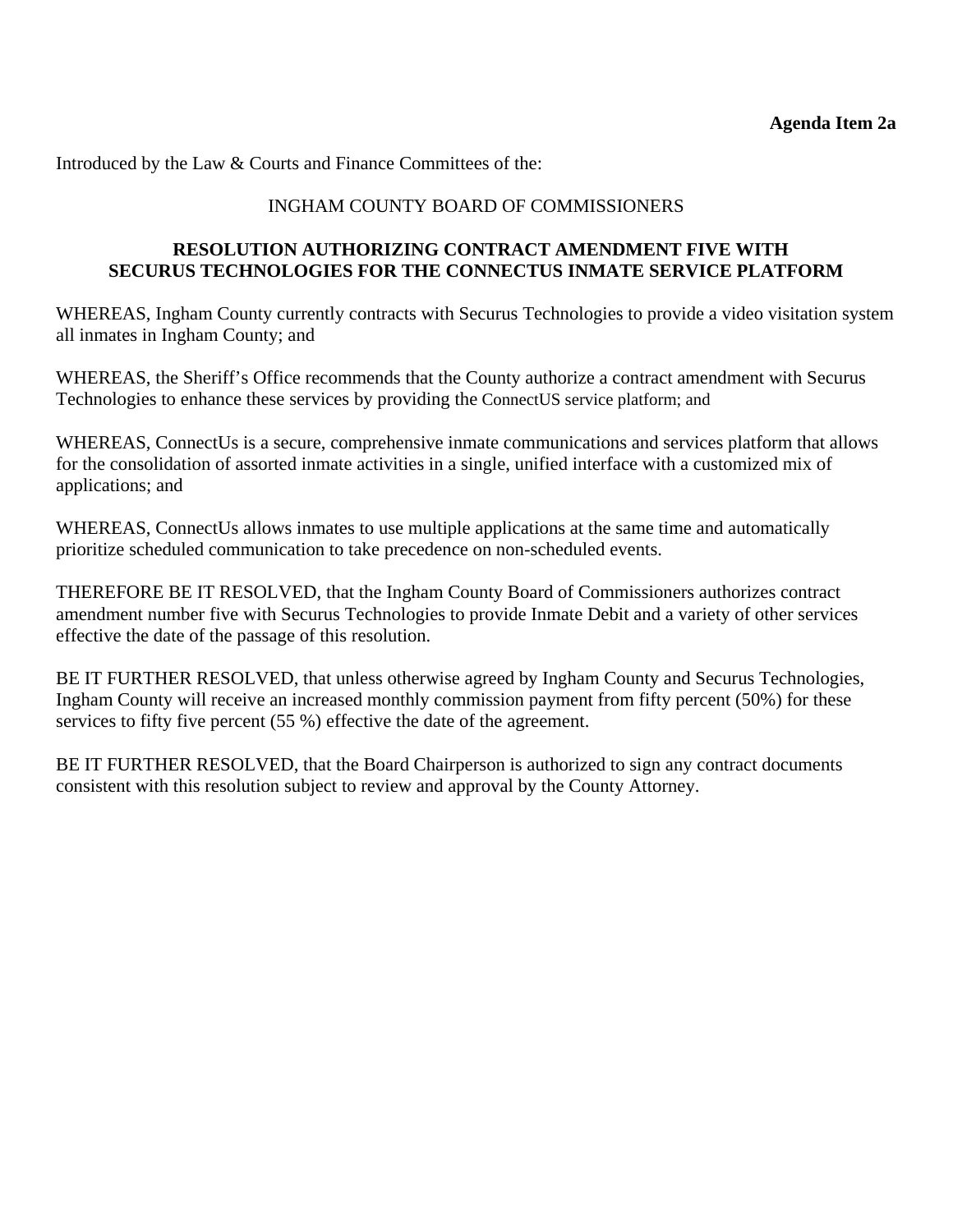**Agenda Item 2a**

Introduced by the Law & Courts and Finance Committees of the:

INGHAM COUNTY BOARD OF COMMISSIONERS

**RESOLUTION AUTHORIZING CONTRACT AMENDMENT FIVE WITH SECURUS TECHNOLOGIES FOR THE CONNECTUS INMATE SERVICE PLATFORM**

WHEREAS, Ingham County currently contracts with Securus Technologies to provide a video visitation system all inmates in Ingham County; and

WHEREAS, the Sheriff's Office recommends that the County authorize a contract amendment with Securus Technologies to enhance these services by providing the ConnectUS service platform; and

WHEREAS, ConnectUs is a secure, comprehensive inmate communications and services platform that allows for the consolidation of assorted inmate activities in a single, unified interface with a customized mix of applications; and

WHEREAS, ConnectUs allows inmates to use multiple applications at the same time and automatically prioritize scheduled communication to take precedence on non-scheduled events.

THEREFORE BE IT RESOLVED, that the Ingham County Board of Commissioners authorizes contract amendment number five with Securus Technologies to provide Inmate Debit and a variety of other services effective the date of the passage of this resolution.

BE IT FURTHER RESOLVED, that unless otherwise agreed by Ingham County and Securus Technologies, Ingham County will receive an increased monthly commission payment from fifty percent (50%) for these services to fifty five percent (55 %) effective the date of the agreement.

BE IT FURTHER RESOLVED, that the Board Chairperson is authorized to sign any contract documents consistent with this resolution subject to review and approval by the County Attorney.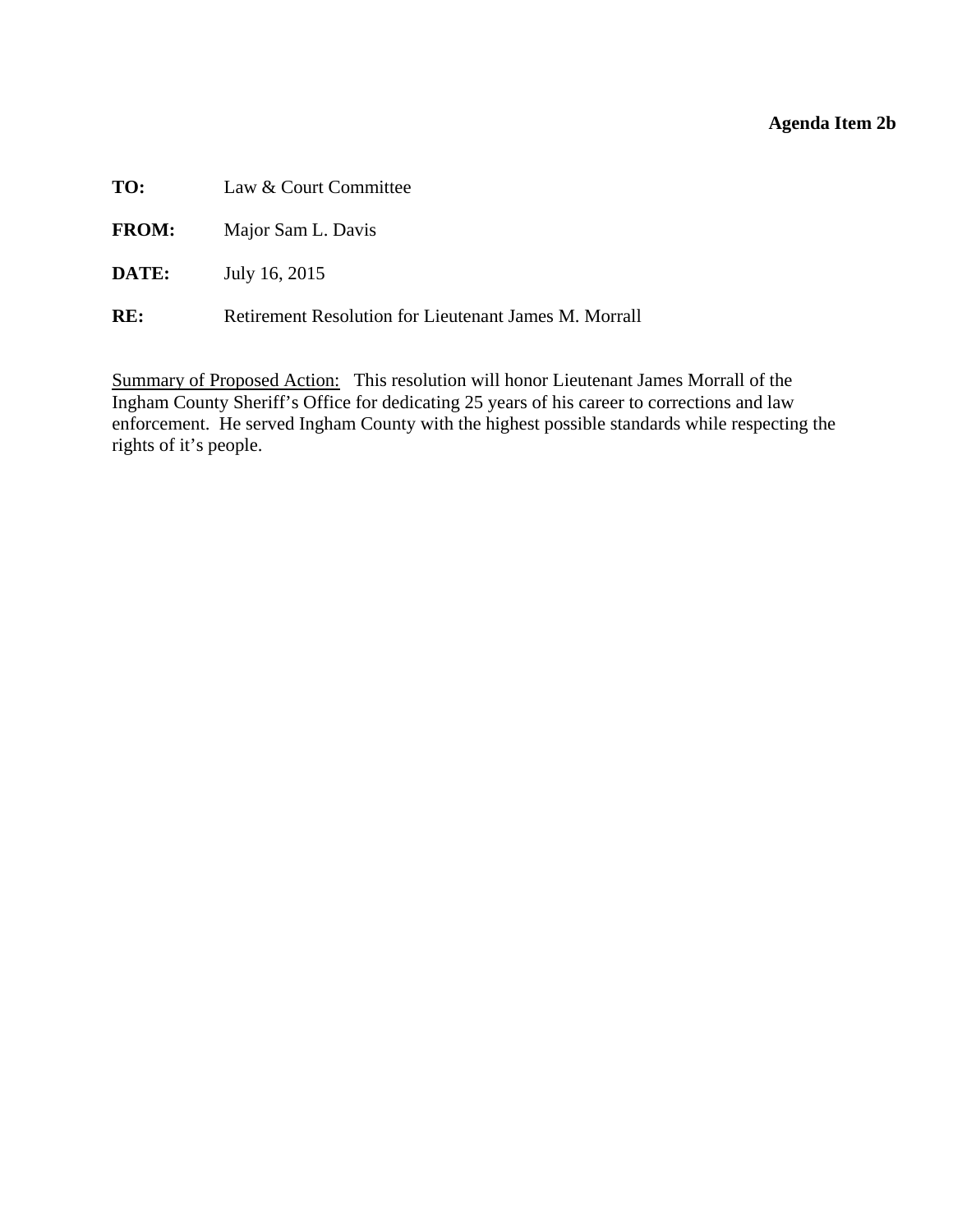**Agenda Item 2b**

**TO:** Law & Court Committee

**FROM:** Major Sam L. Davis

**DATE:** July 16, 2015

**RE:** Retirement Resolution for Lieutenant James M. Morrall

<u>Summary of Proposed Action:</u> This resolution will honor Lieutenant James Morrall of the Ingham County Sheriff's Office for dedicating 25 years of his career to corrections and law enforcement. He served Ingham County with the highest possible standards while respecting the rights of it's people.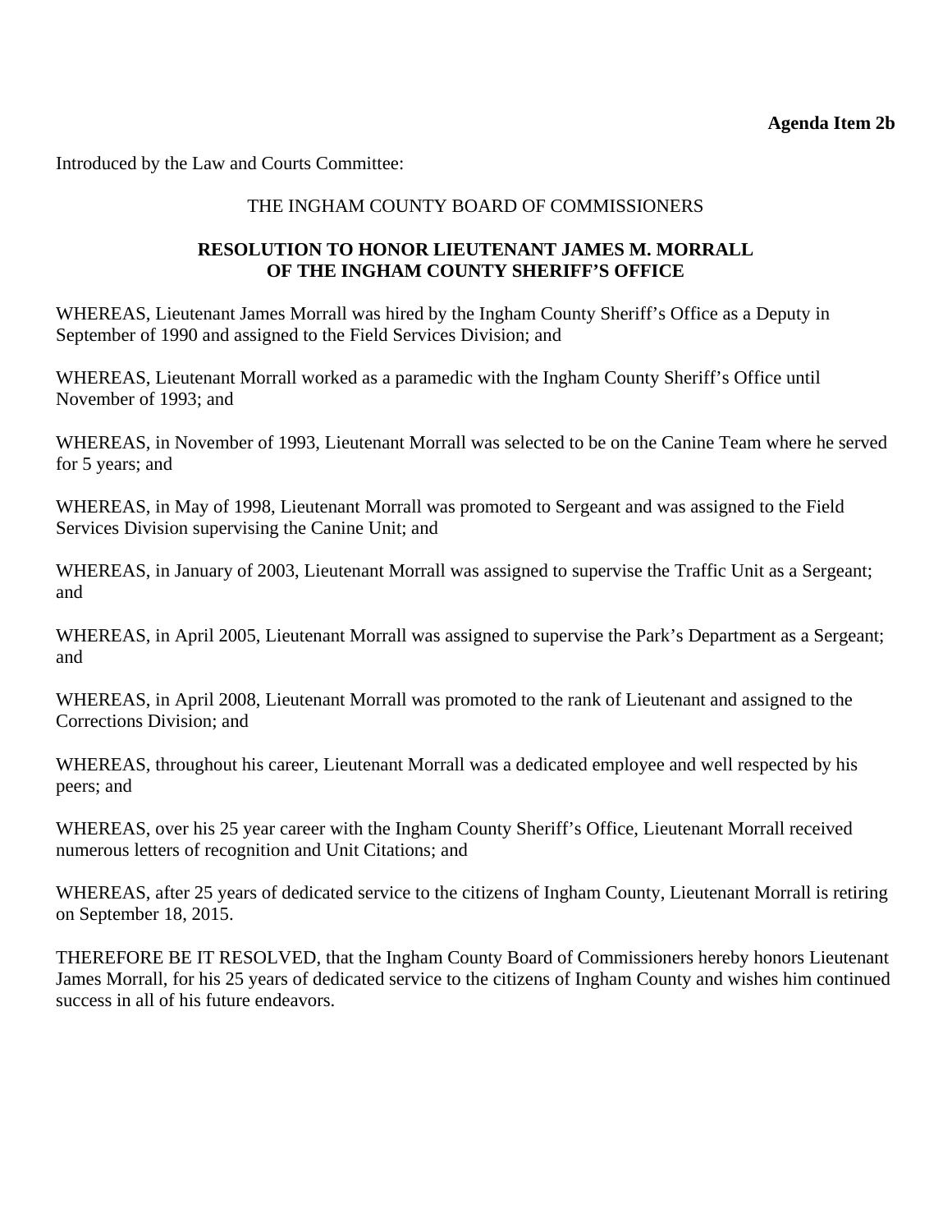**Agenda Item 2b**

Introduced by the Law and Courts Committee:

THE INGHAM COUNTY BOARD OF COMMISSIONERS

**RESOLUTION TO HONOR LIEUTENANT JAMES M. MORRALL OF THE INGHAM COUNTY SHERIFF'S OFFICE**

WHEREAS, Lieutenant James Morrall was hired by the Ingham County Sheriff's Office as a Deputy in September of 1990 and assigned to the Field Services Division; and

WHEREAS, Lieutenant Morrall worked as a paramedic with the Ingham County Sheriff's Office until November of 1993; and

WHEREAS, in November of 1993, Lieutenant Morrall was selected to be on the Canine Team where he served for 5 years; and

WHEREAS, in May of 1998, Lieutenant Morrall was promoted to Sergeant and was assigned to the Field Services Division supervising the Canine Unit; and

WHEREAS, in January of 2003, Lieutenant Morrall was assigned to supervise the Traffic Unit as a Sergeant; and

WHEREAS, in April 2005, Lieutenant Morrall was assigned to supervise the Park's Department as a Sergeant; and

WHEREAS, in April 2008, Lieutenant Morrall was promoted to the rank of Lieutenant and assigned to the Corrections Division; and

WHEREAS, throughout his career, Lieutenant Morrall was a dedicated employee and well respected by his peers; and

WHEREAS, over his 25 year career with the Ingham County Sheriff's Office, Lieutenant Morrall received numerous letters of recognition and Unit Citations; and

WHEREAS, after 25 years of dedicated service to the citizens of Ingham County, Lieutenant Morrall is retiring on September 18, 2015.

THEREFORE BE IT RESOLVED, that the Ingham County Board of Commissioners hereby honors Lieutenant James Morrall, for his 25 years of dedicated service to the citizens of Ingham County and wishes him continued success in all of his future endeavors.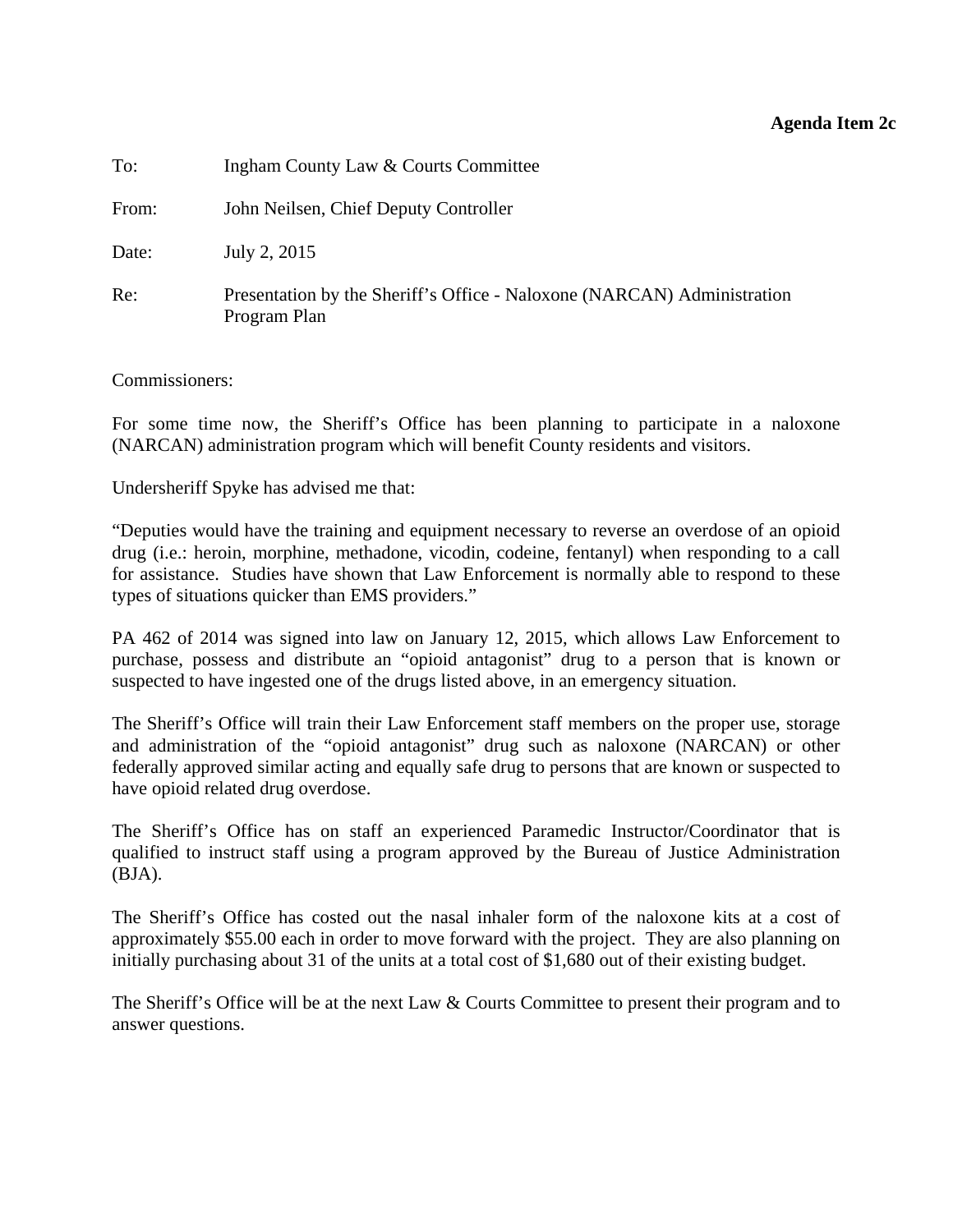**Agenda Item 2c**

To: Ingham County Law & Courts Committee

From: John Neilsen, Chief Deputy Controller

Date: July 2, 2015

Re: Presentation by the Sheriff's Office - Naloxone (NARCAN) Administration Program Plan

Commissioners:

For some time now, the Sheriff's Office has been planning to participate in a naloxone (NARCAN) administration program which will benefit County residents and visitors.

Undersheriff Spyke has advised me that:

"Deputies would have the training and equipment necessary to reverse an overdose of an opioid drug (i.e.: heroin, morphine, methadone, vicodin, codeine, fentanyl) when responding to a call for assistance. Studies have shown that Law Enforcement is normally able to respond to these types of situations quicker than EMS providers."

PA 462 of 2014 was signed into law on January 12, 2015, which allows Law Enforcement to purchase, possess and distribute an "opioid antagonist" drug to a person that is known or suspected to have ingested one of the drugs listed above, in an emergency situation.

The Sheriff's Office will train their Law Enforcement staff members on the proper use, storage and administration of the "opioid antagonist" drug such as naloxone (NARCAN) or other federally approved similar acting and equally safe drug to persons that are known or suspected to have opioid related drug overdose.

The Sheriff's Office has on staff an experienced Paramedic Instructor/Coordinator that is qualified to instruct staff using a program approved by the Bureau of Justice Administration (BJA).

The Sheriff's Office has costed out the nasal inhaler form of the naloxone kits at a cost of approximately $55.00 each in order to move forward with the project. They are also planning on initially purchasing about 31 of the units at a total cost of $1,680 out of their existing budget.

The Sheriff's Office will be at the next Law & Courts Committee to present their program and to answer questions.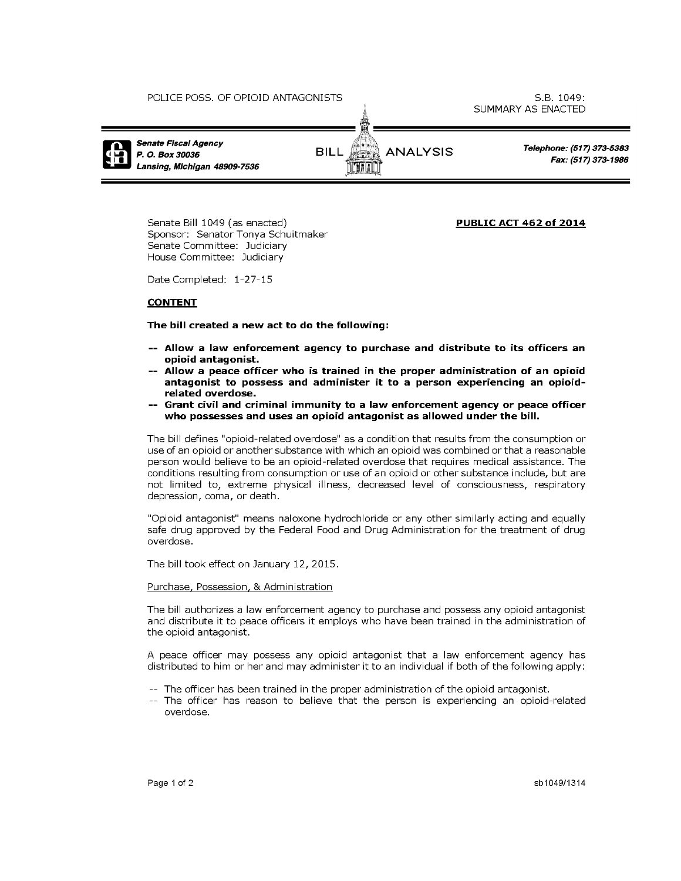POLICE POSS. OF OPIOID ANTAGONISTS

S.B. 1049: SUMMARY AS ENACTED

**Senate Fiscal Agency**
**P. O. Box 30036**
**Lansing, Michigan 48909-7536**

BILL ANALYSIS

**Telephone: (517) 373-5383**
**Fax: (517) 373-1986**

Senate Bill 1049 (as enacted)
Sponsor: Senator Tonya Schuitmaker
Senate Committee: Judiciary
House Committee: Judiciary

**PUBLIC ACT 462 of 2014**

Date Completed: 1-27-15

## CONTENT

**The bill created a new act to do the following:**

- **Allow a law enforcement agency to purchase and distribute to its officers an opioid antagonist.**
- **Allow a peace officer who is trained in the proper administration of an opioid antagonist to possess and administer it to a person experiencing an opioid-related overdose.**
- **Grant civil and criminal immunity to a law enforcement agency or peace officer who possesses and uses an opioid antagonist as allowed under the bill.**

The bill defines "opioid-related overdose" as a condition that results from the consumption or use of an opioid or another substance with which an opioid was combined or that a reasonable person would believe to be an opioid-related overdose that requires medical assistance. The conditions resulting from consumption or use of an opioid or other substance include, but are not limited to, extreme physical illness, decreased level of consciousness, respiratory depression, coma, or death.

"Opioid antagonist" means naloxone hydrochloride or any other similarly acting and equally safe drug approved by the Federal Food and Drug Administration for the treatment of drug overdose.

The bill took effect on January 12, 2015.

### Purchase, Possession, & Administration

The bill authorizes a law enforcement agency to purchase and possess any opioid antagonist and distribute it to peace officers it employs who have been trained in the administration of the opioid antagonist.

A peace officer may possess any opioid antagonist that a law enforcement agency has distributed to him or her and may administer it to an individual if both of the following apply:

- The officer has been trained in the proper administration of the opioid antagonist.
- The officer has reason to believe that the person is experiencing an opioid-related overdose.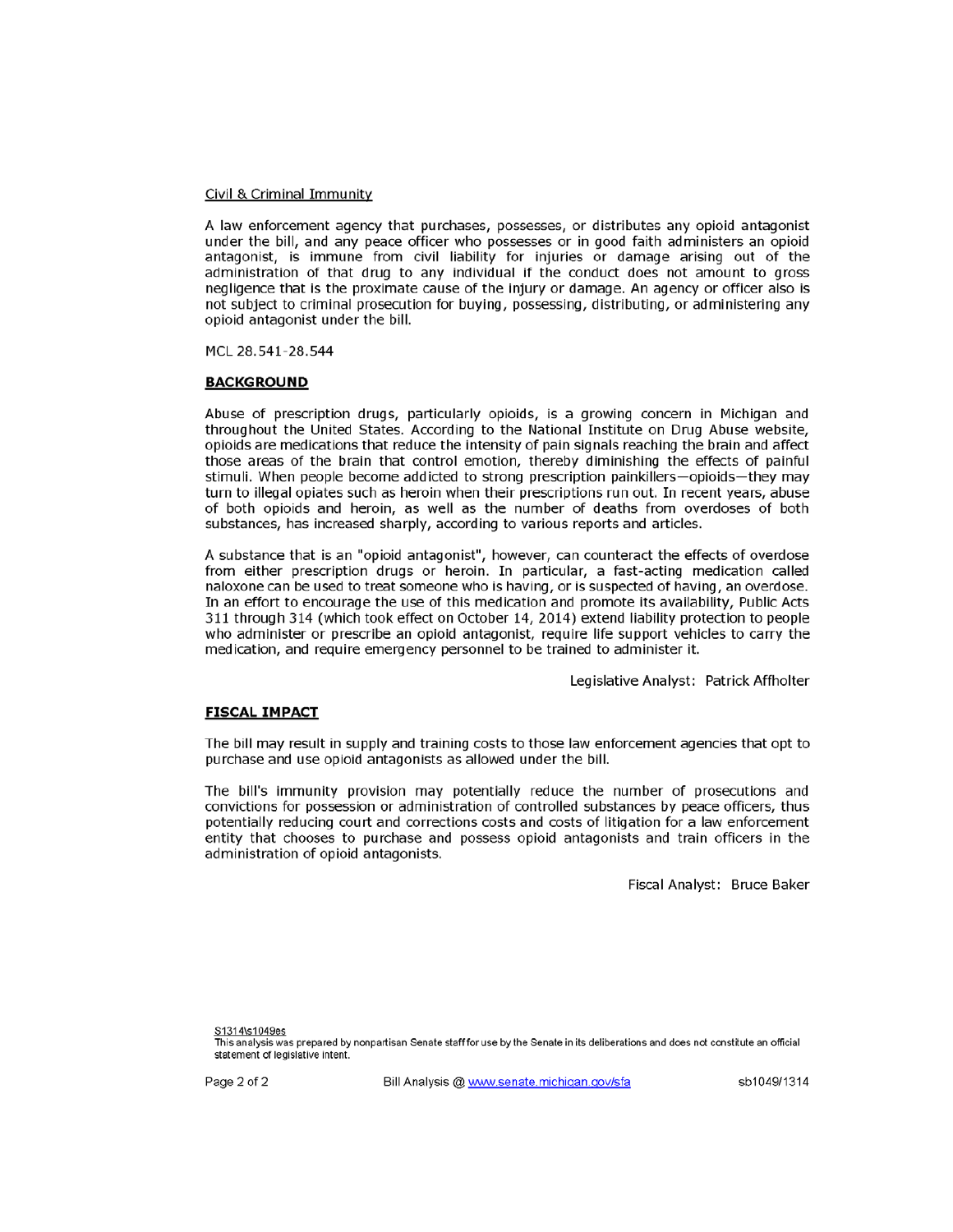Civil & Criminal Immunity

A law enforcement agency that purchases, possesses, or distributes any opioid antagonist under the bill, and any peace officer who possesses or in good faith administers an opioid antagonist, is immune from civil liability for injuries or damage arising out of the administration of that drug to any individual if the conduct does not amount to gross negligence that is the proximate cause of the injury or damage. An agency or officer also is not subject to criminal prosecution for buying, possessing, distributing, or administering any opioid antagonist under the bill.

MCL 28.541-28.544

## BACKGROUND

Abuse of prescription drugs, particularly opioids, is a growing concern in Michigan and throughout the United States. According to the National Institute on Drug Abuse website, opioids are medications that reduce the intensity of pain signals reaching the brain and affect those areas of the brain that control emotion, thereby diminishing the effects of painful stimuli. When people become addicted to strong prescription painkillers—opioids—they may turn to illegal opiates such as heroin when their prescriptions run out. In recent years, abuse of both opioids and heroin, as well as the number of deaths from overdoses of both substances, has increased sharply, according to various reports and articles.

A substance that is an "opioid antagonist", however, can counteract the effects of overdose from either prescription drugs or heroin. In particular, a fast-acting medication called naloxone can be used to treat someone who is having, or is suspected of having, an overdose. In an effort to encourage the use of this medication and promote its availability, Public Acts 311 through 314 (which took effect on October 14, 2014) extend liability protection to people who administer or prescribe an opioid antagonist, require life support vehicles to carry the medication, and require emergency personnel to be trained to administer it.

Legislative Analyst: Patrick Affholter

## FISCAL IMPACT

The bill may result in supply and training costs to those law enforcement agencies that opt to purchase and use opioid antagonists as allowed under the bill.

The bill's immunity provision may potentially reduce the number of prosecutions and convictions for possession or administration of controlled substances by peace officers, thus potentially reducing court and corrections costs and costs of litigation for a law enforcement entity that chooses to purchase and possess opioid antagonists and train officers in the administration of opioid antagonists.

Fiscal Analyst: Bruce Baker

S1314\s1049es

This analysis was prepared by nonpartisan Senate staff for use by the Senate in its deliberations and does not constitute an official statement of legislative intent.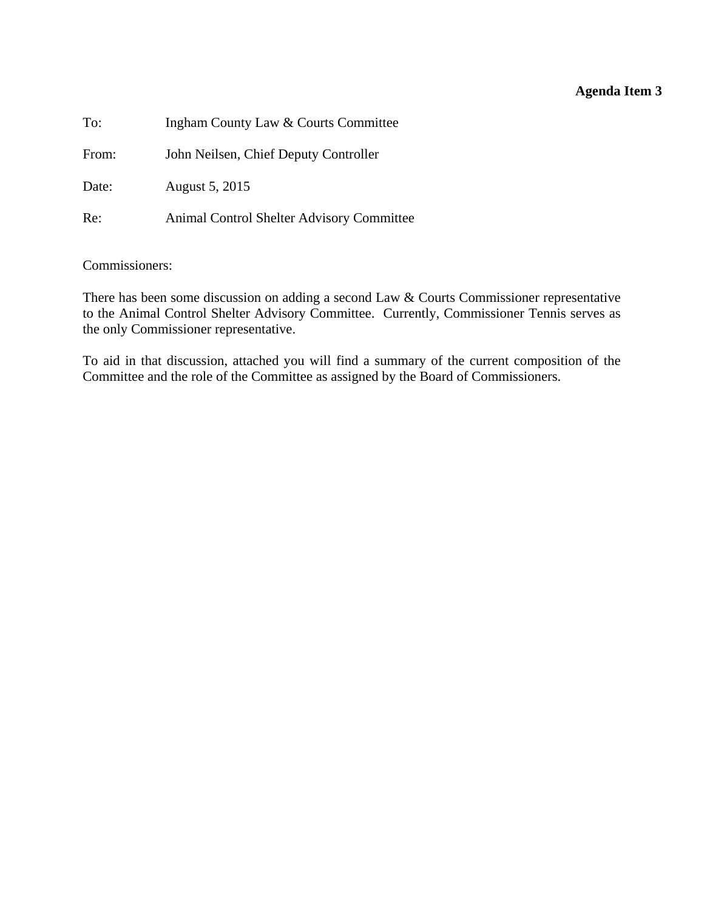**Agenda Item 3**

To: Ingham County Law & Courts Committee

From: John Neilsen, Chief Deputy Controller

Date: August 5, 2015

Re: Animal Control Shelter Advisory Committee

Commissioners:

There has been some discussion on adding a second Law & Courts Commissioner representative to the Animal Control Shelter Advisory Committee. Currently, Commissioner Tennis serves as the only Commissioner representative.

To aid in that discussion, attached you will find a summary of the current composition of the Committee and the role of the Committee as assigned by the Board of Commissioners.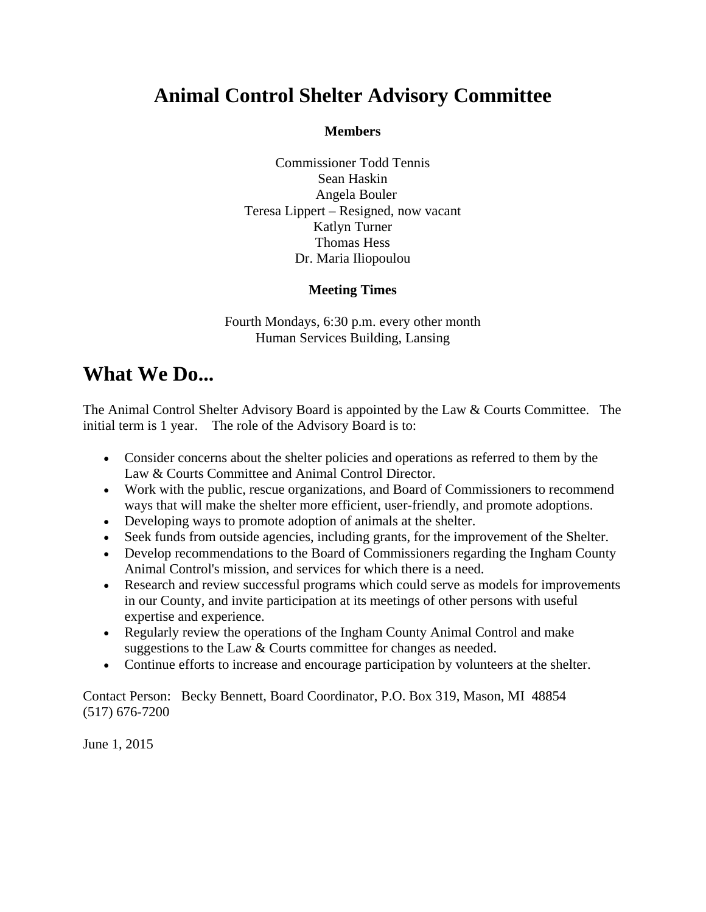# Animal Control Shelter Advisory Committee

**Members**

Commissioner Todd Tennis
Sean Haskin
Angela Bouler
Teresa Lippert – Resigned, now vacant
Katlyn Turner
Thomas Hess
Dr. Maria Iliopoulou

**Meeting Times**

Fourth Mondays, 6:30 p.m. every other month
Human Services Building, Lansing

## What We Do...

The Animal Control Shelter Advisory Board is appointed by the Law & Courts Committee. The initial term is 1 year. The role of the Advisory Board is to:

- Consider concerns about the shelter policies and operations as referred to them by the Law & Courts Committee and Animal Control Director.
- Work with the public, rescue organizations, and Board of Commissioners to recommend ways that will make the shelter more efficient, user-friendly, and promote adoptions.
- Developing ways to promote adoption of animals at the shelter.
- Seek funds from outside agencies, including grants, for the improvement of the Shelter.
- Develop recommendations to the Board of Commissioners regarding the Ingham County Animal Control's mission, and services for which there is a need.
- Research and review successful programs which could serve as models for improvements in our County, and invite participation at its meetings of other persons with useful expertise and experience.
- Regularly review the operations of the Ingham County Animal Control and make suggestions to the Law & Courts committee for changes as needed.
- Continue efforts to increase and encourage participation by volunteers at the shelter.

Contact Person: Becky Bennett, Board Coordinator, P.O. Box 319, Mason, MI 48854
(517) 676-7200

June 1, 2015